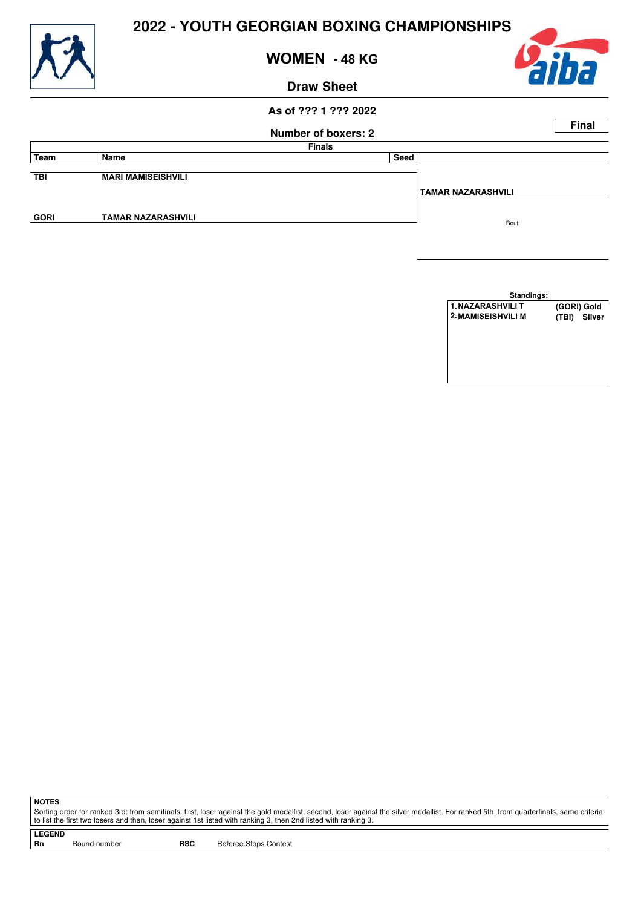# 2022 - YOUTH GEORGIAN BOXING CHAMPIONSHIPS

## WOMEN - 48 KG

### Draw Sheet

As of ??? 1 ??? 2022

Number of boxers: 2

**Final**

**Finals**

| Team | Name | Seed | |
|---|---|---|---|
| TBI | MARI MAMISEISHVILI | | TAMAR NAZARASHVILI |
| GORI | TAMAR NAZARASHVILI | | Bout |

**Standings:**

| | | |
|---|---|---|
| 1. NAZARASHVILI T | (GORI) | Gold |
| 2. MAMISEISHVILI M | (TBI) | Silver |

**NOTES**

Sorting order for ranked 3rd: from semifinals, first, loser against the gold medallist, second, loser against the silver medallist. For ranked 5th: from quarterfinals, same criteria to list the first two losers and then, loser against 1st listed with ranking 3, then 2nd listed with ranking 3.

**LEGEND**

| | | | |
|---|---|---|---|
| **Rn** | Round number | **RSC** | Referee Stops Contest |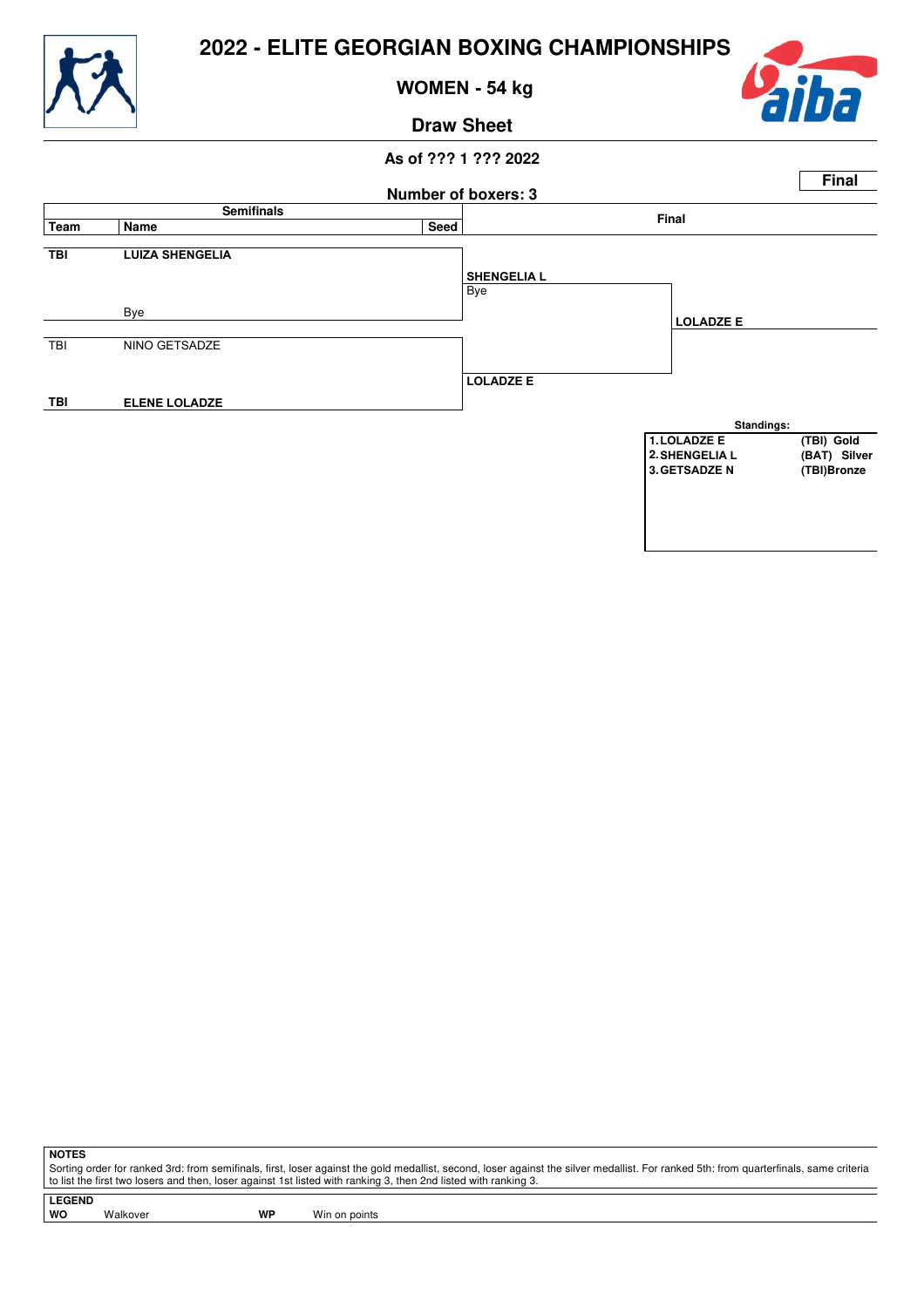# 2022 - ELITE GEORGIAN BOXING CHAMPIONSHIPS

## WOMEN - 54 kg

## Draw Sheet

**As of ??? 1 ??? 2022**

**Final**

**Number of boxers: 3**

| Team | Name | Seed | Semifinals | Final |
|---|---|---|---|---|
| **TBI** | **LUIZA SHENGELIA** | | | |
| | | | **SHENGELIA L** | |
| | | | Bye | |
| | Bye | | | **LOLADZE E** |
| TBI | NINO GETSADZE | | | |
| | | | **LOLADZE E** | |
| **TBI** | **ELENE LOLADZE** | | | |

**Standings:**

| | |
|---|---|
| **1. LOLADZE E** | **(TBI) Gold** |
| **2. SHENGELIA L** | **(BAT) Silver** |
| **3. GETSADZE N** | **(TBI)Bronze** |

**NOTES**

Sorting order for ranked 3rd: from semifinals, first, loser against the gold medallist, second, loser against the silver medallist. For ranked 5th: from quarterfinals, same criteria to list the first two losers and then, loser against 1st listed with ranking 3, then 2nd listed with ranking 3.

**LEGEND**

| | | | |
|---|---|---|---|
| **WO** | Walkover | **WP** | Win on points |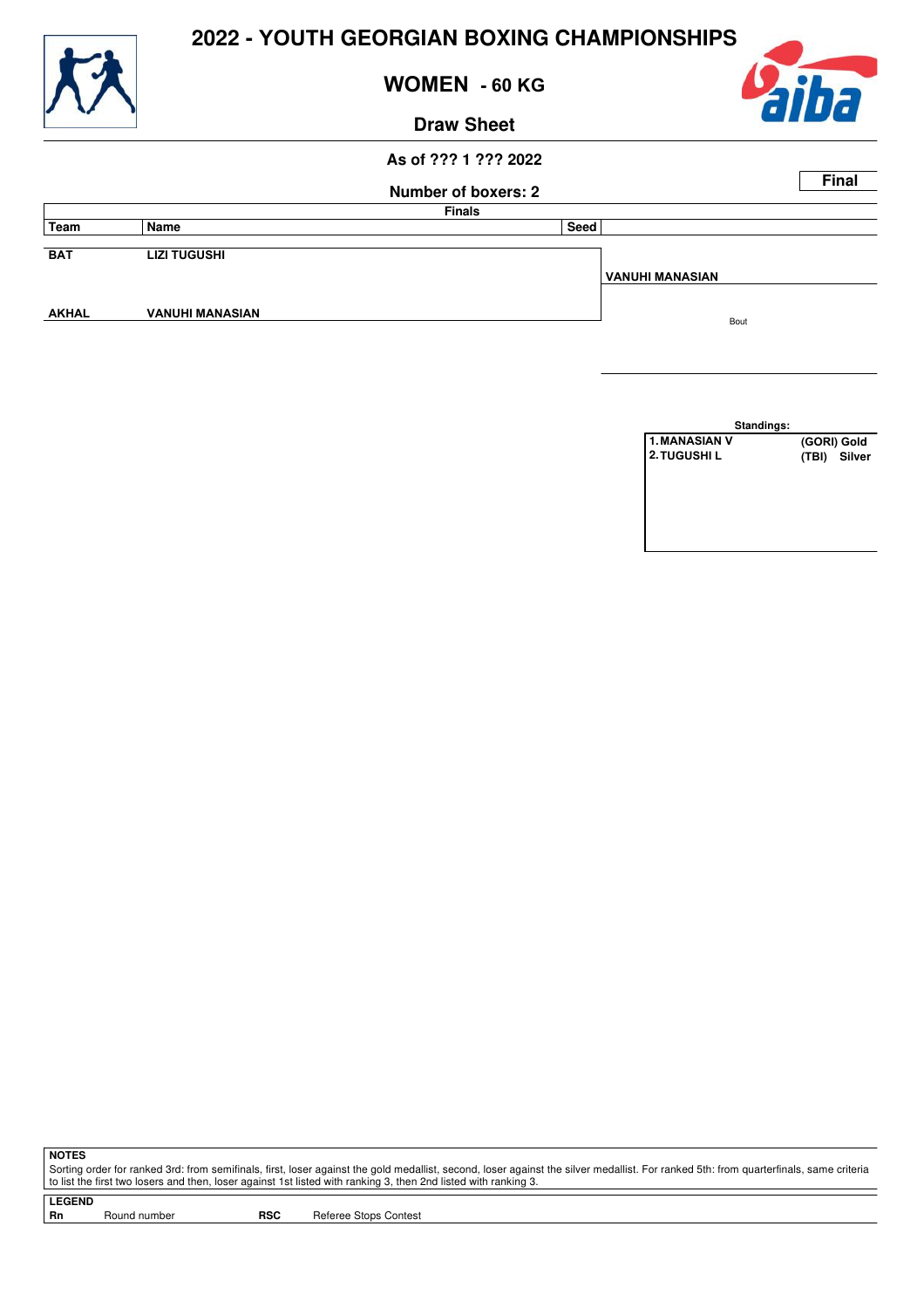# 2022 - YOUTH GEORGIAN BOXING CHAMPIONSHIPS

## WOMEN - 60 KG

### Draw Sheet

**As of ??? 1 ??? 2022**

**Number of boxers: 2**

**Final**

**Finals**

| Team | Name | Seed | |
|---|---|---|---|
| BAT | LIZI TUGUSHI | | |
| | | | VANUHI MANASIAN |
| AKHAL | VANUHI MANASIAN | | |
| | | | Bout |

**Standings:**

| | |
|---|---|
| 1. MANASIAN V | (GORI) Gold |
| 2. TUGUSHI L | (TBI) Silver |

**NOTES**

Sorting order for ranked 3rd: from semifinals, first, loser against the gold medallist, second, loser against the silver medallist. For ranked 5th: from quarterfinals, same criteria to list the first two losers and then, loser against 1st listed with ranking 3, then 2nd listed with ranking 3.

**LEGEND**

| | | | |
|---|---|---|---|
| **Rn** | Round number | **RSC** | Referee Stops Contest |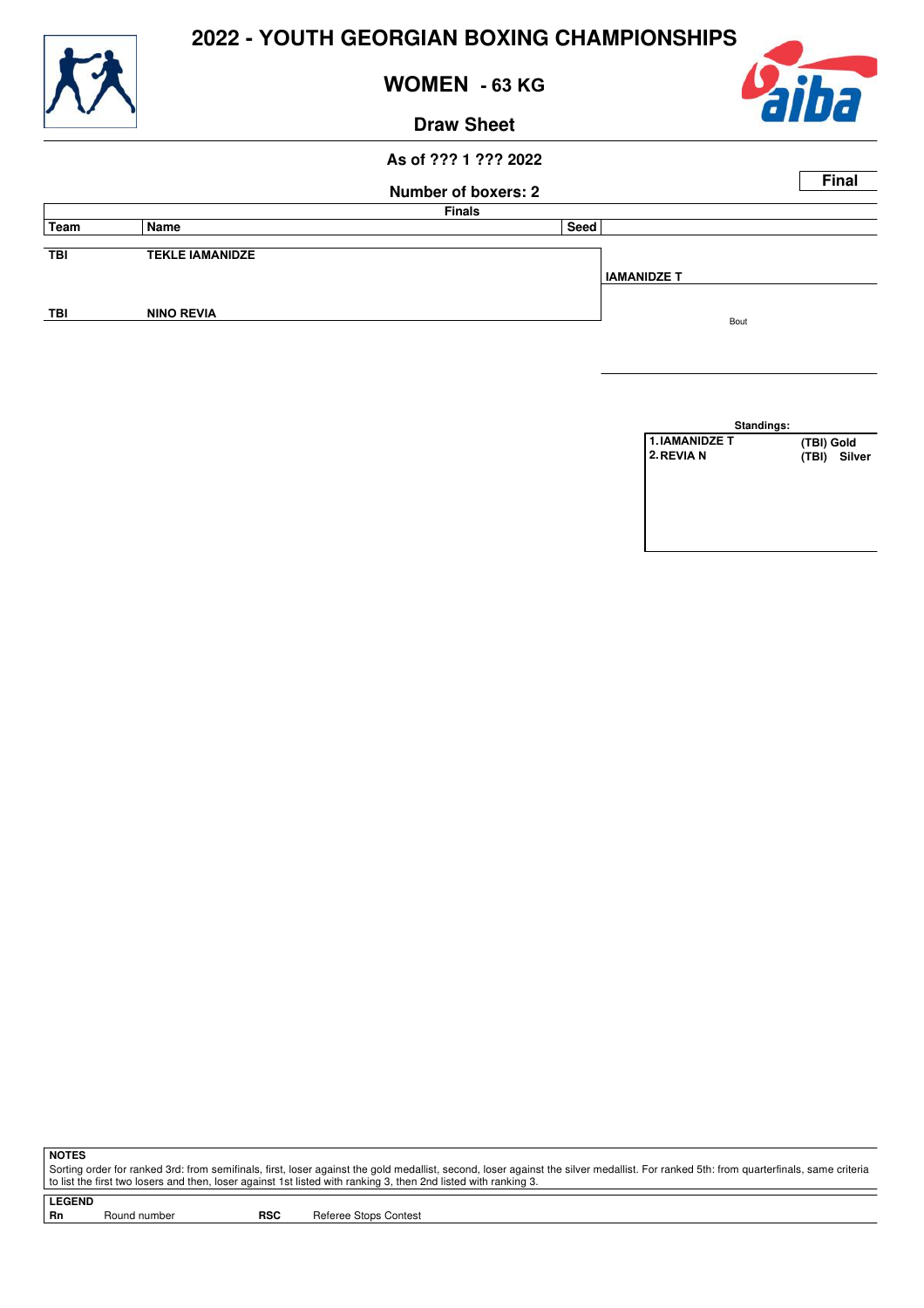# 2022 - YOUTH GEORGIAN BOXING CHAMPIONSHIPS

## WOMEN - 63 KG

### Draw Sheet

As of ??? 1 ??? 2022

**Final**

Number of boxers: 2

| Team | Name | Seed | Finals |
|---|---|---|---|
| TBI | TEKLE IAMANIDZE | | |
| | | | IAMANIDZE T |
| | | | Bout |
| TBI | NINO REVIA | | |

**Standings:**

| | | |
|---|---|---|
| 1. IAMANIDZE T | (TBI) | Gold |
| 2. REVIA N | (TBI) | Silver |

**NOTES**

Sorting order for ranked 3rd: from semifinals, first, loser against the gold medallist, second, loser against the silver medallist. For ranked 5th: from quarterfinals, same criteria to list the first two losers and then, loser against 1st listed with ranking 3, then 2nd listed with ranking 3.

**LEGEND**

| | | | |
|---|---|---|---|
| **Rn** | Round number | **RSC** | Referee Stops Contest |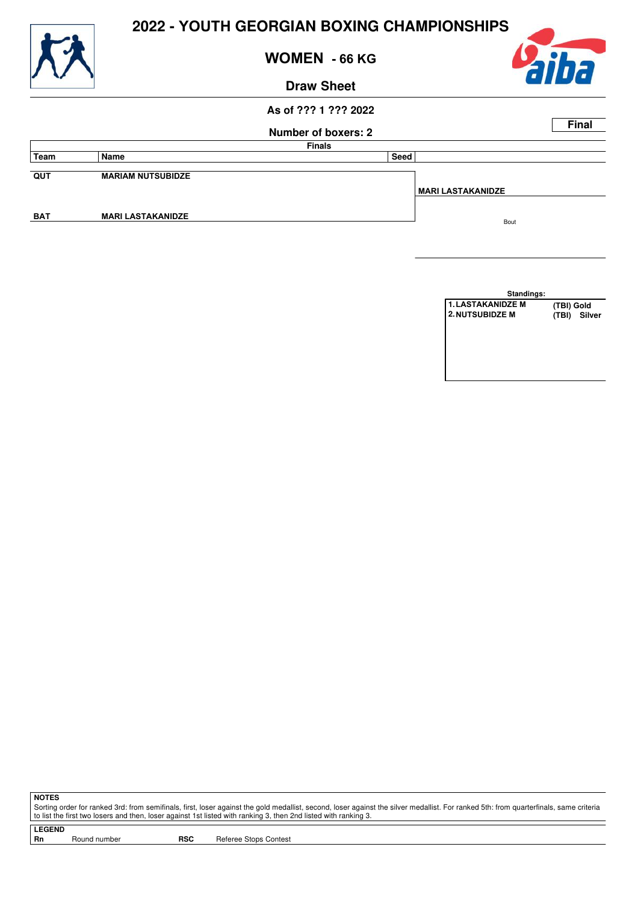# 2022 - YOUTH GEORGIAN BOXING CHAMPIONSHIPS

## WOMEN - 66 KG

### Draw Sheet

**As of ??? 1 ??? 2022**

**Number of boxers: 2**

**Final**

**Finals**

| Team | Name | Seed | |
|---|---|---|---|
| QUT | MARIAM NUTSUBIDZE | | |
| | | | MARI LASTAKANIDZE |
| BAT | MARI LASTAKANIDZE | | |
| | | | Bout |

**Standings:**

| | | |
|---|---|---|
| 1. LASTAKANIDZE M | (TBI) | Gold |
| 2. NUTSUBIDZE M | (TBI) | Silver |

**NOTES**

Sorting order for ranked 3rd: from semifinals, first, loser against the gold medallist, second, loser against the silver medallist. For ranked 5th: from quarterfinals, same criteria to list the first two losers and then, loser against 1st listed with ranking 3, then 2nd listed with ranking 3.

**LEGEND**

| | | | |
|---|---|---|---|
| **Rn** | Round number | **RSC** | Referee Stops Contest |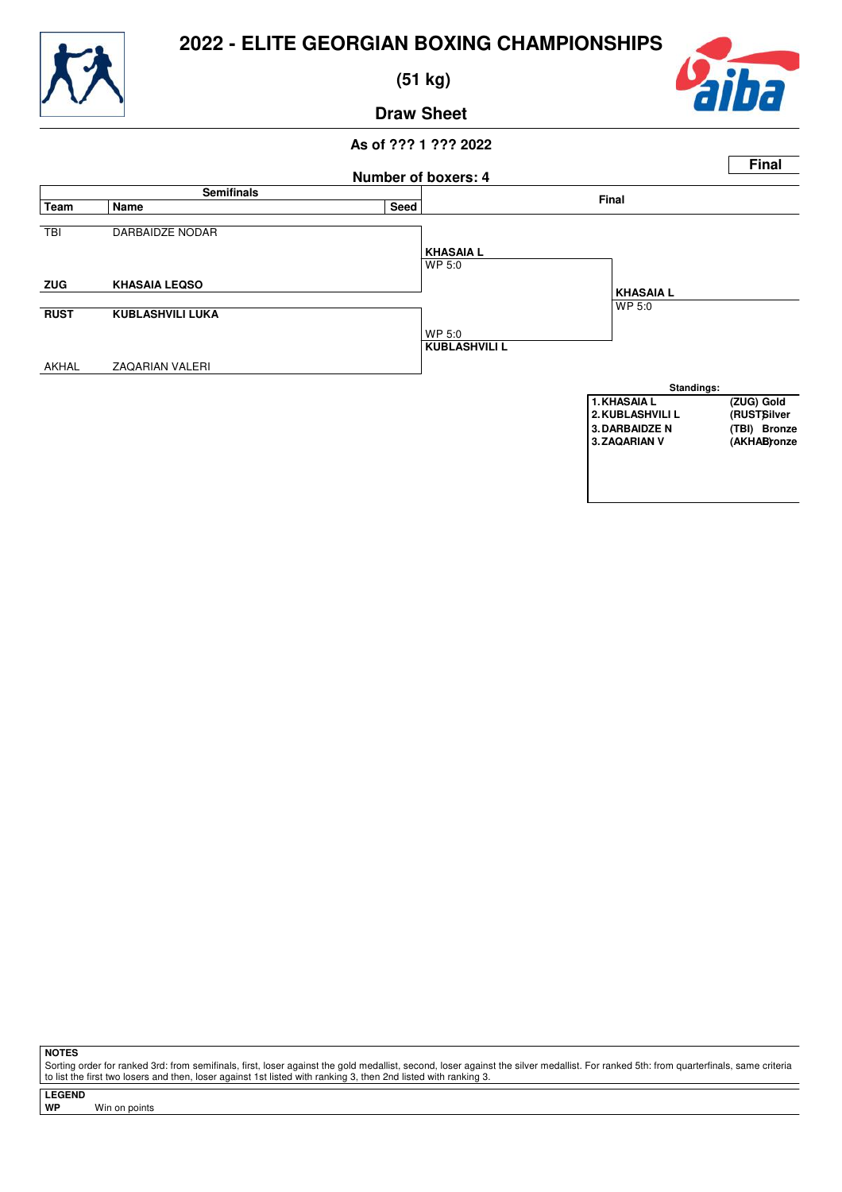# 2022 - ELITE GEORGIAN BOXING CHAMPIONSHIPS

## (51 kg)

### Draw Sheet

**As of ??? 1 ??? 2022**

**Final**

**Number of boxers: 4**

| Team | Name | Seed |
|---|---|---|
| TBI | DARBAIDZE NODAR | |
| **ZUG** | **KHASAIA LEQSO** | |
| **RUST** | **KUBLASHVILI LUKA** | |
| AKHAL | ZAQARIAN VALERI | |

**Semifinals**

- **KHASAIA L** — WP 5:0
- **KUBLASHVILI L** — WP 5:0

**Final**

- **KHASAIA L** — WP 5:0

**Standings:**

| | | |
|---|---|---|
| 1. | KHASAIA L | (ZUG) Gold |
| 2. | KUBLASHVILI L | (RUST) Silver |
| 3. | DARBAIDZE N | (TBI) Bronze |
| 3. | ZAQARIAN V | (AKHAL) Bronze |

**NOTES**

Sorting order for ranked 3rd: from semifinals, first, loser against the gold medallist, second, loser against the silver medallist. For ranked 5th: from quarterfinals, same criteria to list the first two losers and then, loser against 1st listed with ranking 3, then 2nd listed with ranking 3.

**LEGEND**

**WP** Win on points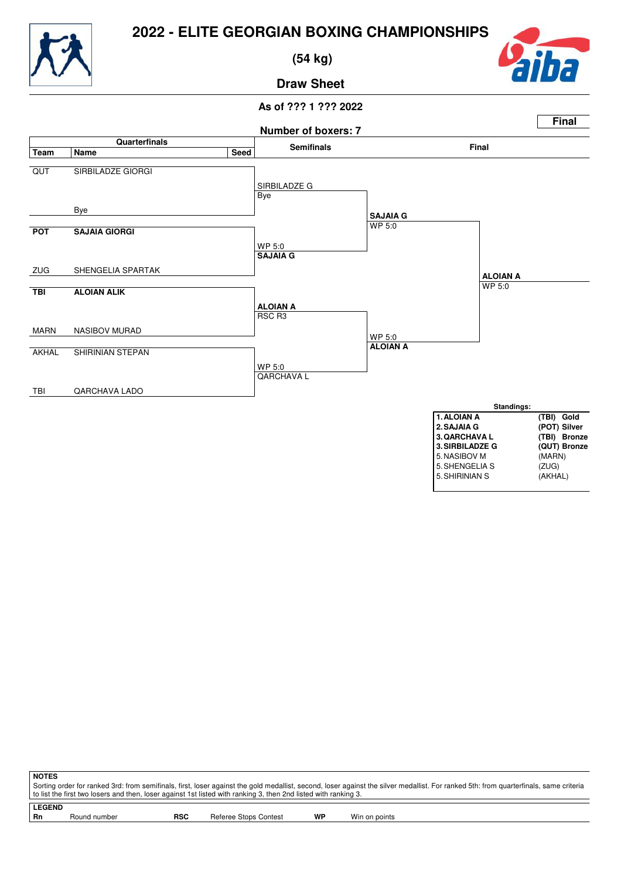# 2022 - ELITE GEORGIAN BOXING CHAMPIONSHIPS

## (54 kg)

### Draw Sheet

As of ??? 1 ??? 2022

**Final**

Number of boxers: 7

| Quarterfinals | | | Semifinals | Final | |
|---|---|---|---|---|---|
| **Team** | **Name** | **Seed** | | | |
| QUT | SIRBILADZE GIORGI | | SIRBILADZE G<br>Bye | | |
| | Bye | | | **SAJAIA G**<br>WP 5:0 | |
| **POT** | **SAJAIA GIORGI** | | WP 5:0<br>**SAJAIA G** | | |
| ZUG | SHENGELIA SPARTAK | | | | **ALOIAN A**<br>WP 5:0 |
| **TBI** | **ALOIAN ALIK** | | **ALOIAN A**<br>RSC R3 | | |
| MARN | NASIBOV MURAD | | | WP 5:0<br>**ALOIAN A** | |
| AKHAL | SHIRINIAN STEPAN | | WP 5:0<br>QARCHAVA L | | |
| TBI | QARCHAVA LADO | | | | |

**Standings:**

| | | |
|---|---|---|
| **1. ALOIAN A** | **(TBI)** | **Gold** |
| **2. SAJAIA G** | **(POT)** | **Silver** |
| **3. QARCHAVA L** | **(TBI)** | **Bronze** |
| **3. SIRBILADZE G** | **(QUT)** | **Bronze** |
| 5. NASIBOV M | (MARN) | |
| 5. SHENGELIA S | (ZUG) | |
| 5. SHIRINIAN S | (AKHAL) | |

**NOTES**

Sorting order for ranked 3rd: from semifinals, first, loser against the gold medallist, second, loser against the silver medallist. For ranked 5th: from quarterfinals, same criteria to list the first two losers and then, loser against 1st listed with ranking 3, then 2nd listed with ranking 3.

**LEGEND**

| | | | | | |
|---|---|---|---|---|---|
| **Rn** | Round number | **RSC** | Referee Stops Contest | **WP** | Win on points |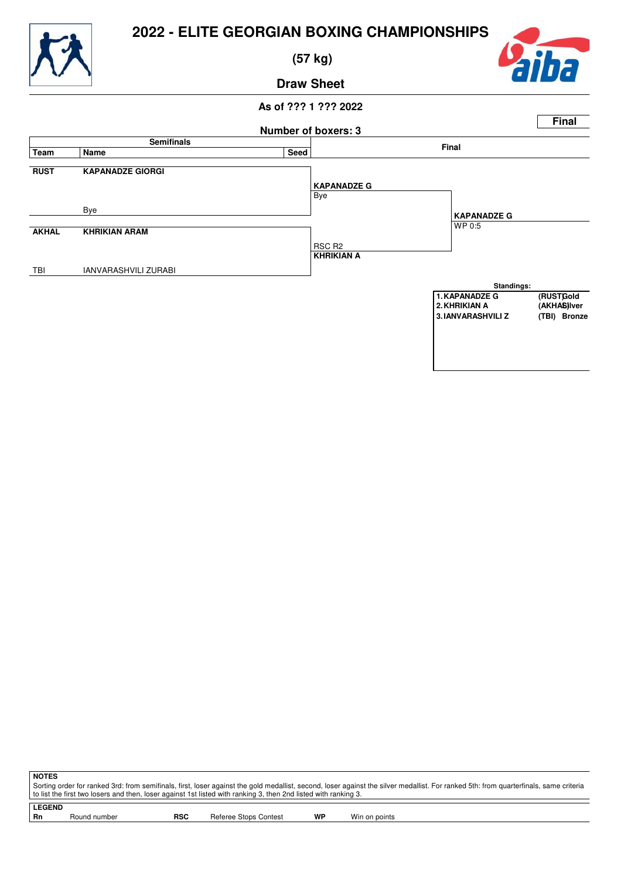# 2022 - ELITE GEORGIAN BOXING CHAMPIONSHIPS

## (57 kg)

### Draw Sheet

As of ??? 1 ??? 2022

**Final**

Number of boxers: 3

| Team | Name | Seed | Semifinals | Final |
|---|---|---|---|---|
| **RUST** | **KAPANADZE GIORGI** | | **KAPANADZE G** | |
| | Bye | | Bye | |
| | | | | **KAPANADZE G** |
| | | | | WP 0:5 |
| **AKHAL** | **KHRIKIAN ARAM** | | RSC R2 | |
| | | | **KHRIKIAN A** | |
| TBI | IANVARASHVILI ZURABI | | | |

**Standings:**

| Rank | Name | Team | Medal |
|---|---|---|---|
| 1. | KAPANADZE G | (RUST) | Gold |
| 2. | KHRIKIAN A | (AKHAL) | Silver |
| 3. | IANVARASHVILI Z | (TBI) | Bronze |

**NOTES**

Sorting order for ranked 3rd: from semifinals, first, loser against the gold medallist, second, loser against the silver medallist. For ranked 5th: from quarterfinals, same criteria to list the first two losers and then, loser against 1st listed with ranking 3, then 2nd listed with ranking 3.

**LEGEND**

| | | | | | |
|---|---|---|---|---|---|
| **Rn** | Round number | **RSC** | Referee Stops Contest | **WP** | Win on points |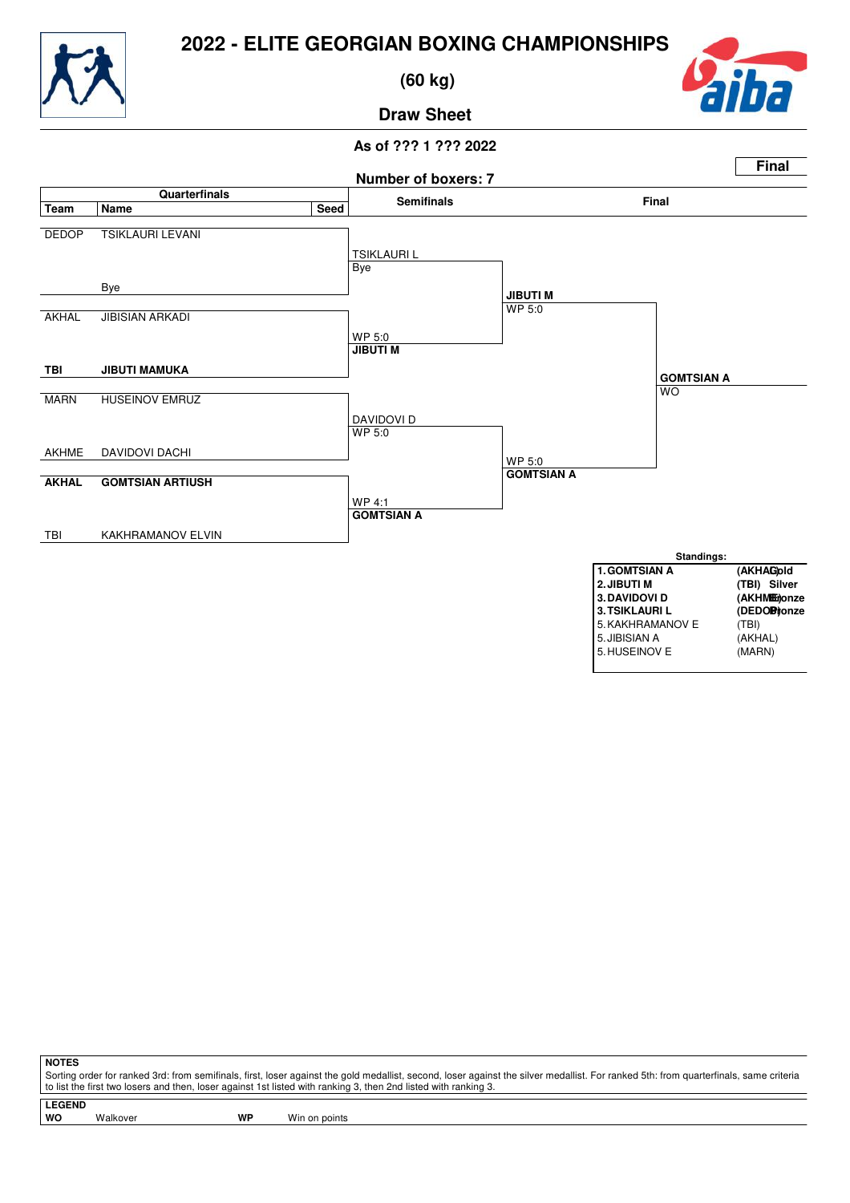# 2022 - ELITE GEORGIAN BOXING CHAMPIONSHIPS

## (60 kg)

### Draw Sheet

**As of ??? 1 ??? 2022**

**Final**

**Number of boxers: 7**

| Team | Name | Seed | Semifinals | Final | Winner |
|---|---|---|---|---|---|
| DEDOP | TSIKLAURI LEVANI | | TSIKLAURI L<br>Bye | | |
| | Bye | | | **JIBUTI M**<br>WP 5:0 | |
| AKHAL | JIBISIAN ARKADI | | WP 5:0<br>**JIBUTI M** | | |
| **TBI** | **JIBUTI MAMUKA** | | | | **GOMTSIAN A**<br>WO |
| MARN | HUSEINOV EMRUZ | | DAVIDOVI D<br>WP 5:0 | | |
| AKHME | DAVIDOVI DACHI | | | WP 5:0<br>**GOMTSIAN A** | |
| **AKHAL** | **GOMTSIAN ARTIUSH** | | WP 4:1<br>**GOMTSIAN A** | | |
| TBI | KAKHRAMANOV ELVIN | | | | |

**Standings:**

| Rank | Name | Team | Medal |
|---|---|---|---|
| **1.** | **GOMTSIAN A** | **(AKHAL)** | **Gold** |
| **2.** | **JIBUTI M** | **(TBI)** | **Silver** |
| **3.** | **DAVIDOVI D** | **(AKHME)** | **Bronze** |
| **3.** | **TSIKLAURI L** | **(DEDOP)** | **Bronze** |
| 5. | KAKHRAMANOV E | (TBI) | |
| 5. | JIBISIAN A | (AKHAL) | |
| 5. | HUSEINOV E | (MARN) | |

**NOTES**

Sorting order for ranked 3rd: from semifinals, first, loser against the gold medallist, second, loser against the silver medallist. For ranked 5th: from quarterfinals, same criteria to list the first two losers and then, loser against 1st listed with ranking 3, then 2nd listed with ranking 3.

**LEGEND**

**WO** Walkover **WP** Win on points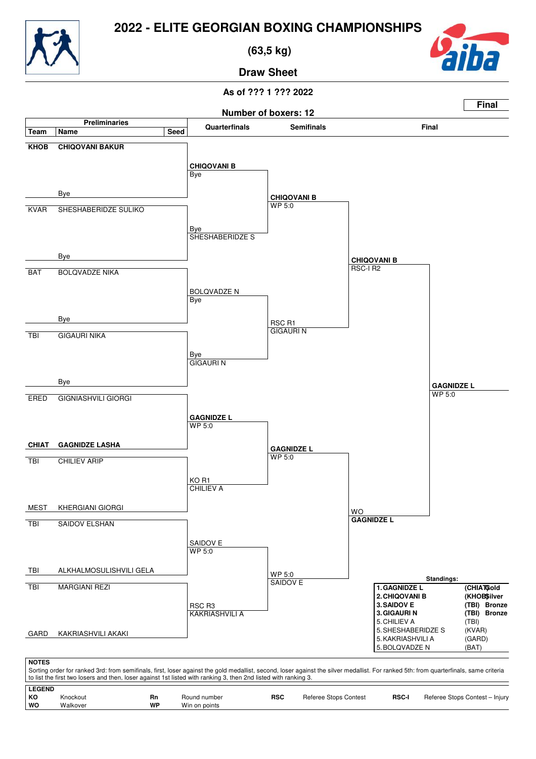# 2022 - ELITE GEORGIAN BOXING CHAMPIONSHIPS

## (63,5 kg)

## Draw Sheet

**As of ??? 1 ??? 2022**

**Final**

**Number of boxers: 12**

### Preliminaries

| Team | Name | Seed |
|---|---|---|
| **KHOB** | **CHIQOVANI BAKUR** | |
| | Bye | |
| KVAR | SHESHABERIDZE SULIKO | |
| | Bye | |
| BAT | BOLQVADZE NIKA | |
| | Bye | |
| TBI | GIGAURI NIKA | |
| | Bye | |
| ERED | GIGNIASHVILI GIORGI | |
| **CHIAT** | **GAGNIDZE LASHA** | |
| TBI | CHILIEV ARIP | |
| MEST | KHERGIANI GIORGI | |
| TBI | SAIDOV ELSHAN | |
| TBI | ALKHALMOSULISHVILI GELA | |
| TBI | MARGIANI REZI | |
| GARD | KAKRIASHVILI AKAKI | |

### Quarterfinals

- **CHIQOVANI B** — Bye
- Bye — SHESHABERIDZE S
- BOLQVADZE N — Bye
- Bye — GIGAURI N
- **GAGNIDZE L** — WP 5:0
- KO R1 — CHILIEV A
- SAIDOV E — WP 5:0
- RSC R3 — KAKRIASHVILI A

### Semifinals

- **CHIQOVANI B** — WP 5:0
- RSC R1 — GIGAURI N
- **GAGNIDZE L** — WP 5:0
- WP 5:0 — SAIDOV E

### Final

- **CHIQOVANI B** — RSC-I R2
- WO — **GAGNIDZE L**

**GAGNIDZE L** — WP 5:0

### Standings:

| Rank | Name | Team | Medal |
|---|---|---|---|
| 1. | GAGNIDZE L | (CHIAT) | Gold |
| 2. | CHIQOVANI B | (KHOB) | Silver |
| 3. | SAIDOV E | (TBI) | Bronze |
| 3. | GIGAURI N | (TBI) | Bronze |
| 5. | CHILIEV A | (TBI) | |
| 5. | SHESHABERIDZE S | (KVAR) | |
| 5. | KAKRIASHVILI A | (GARD) | |
| 5. | BOLQVADZE N | (BAT) | |

**NOTES**

Sorting order for ranked 3rd: from semifinals, first, loser against the gold medallist, second, loser against the silver medallist. For ranked 5th: from quarterfinals, same criteria to list the first two losers and then, loser against 1st listed with ranking 3, then 2nd listed with ranking 3.

**LEGEND**

| | | | | | | | |
|---|---|---|---|---|---|---|---|
| **KO** | Knockout | **Rn** | Round number | **RSC** | Referee Stops Contest | **RSC-I** | Referee Stops Contest – Injury |
| **WO** | Walkover | **WP** | Win on points | | | | |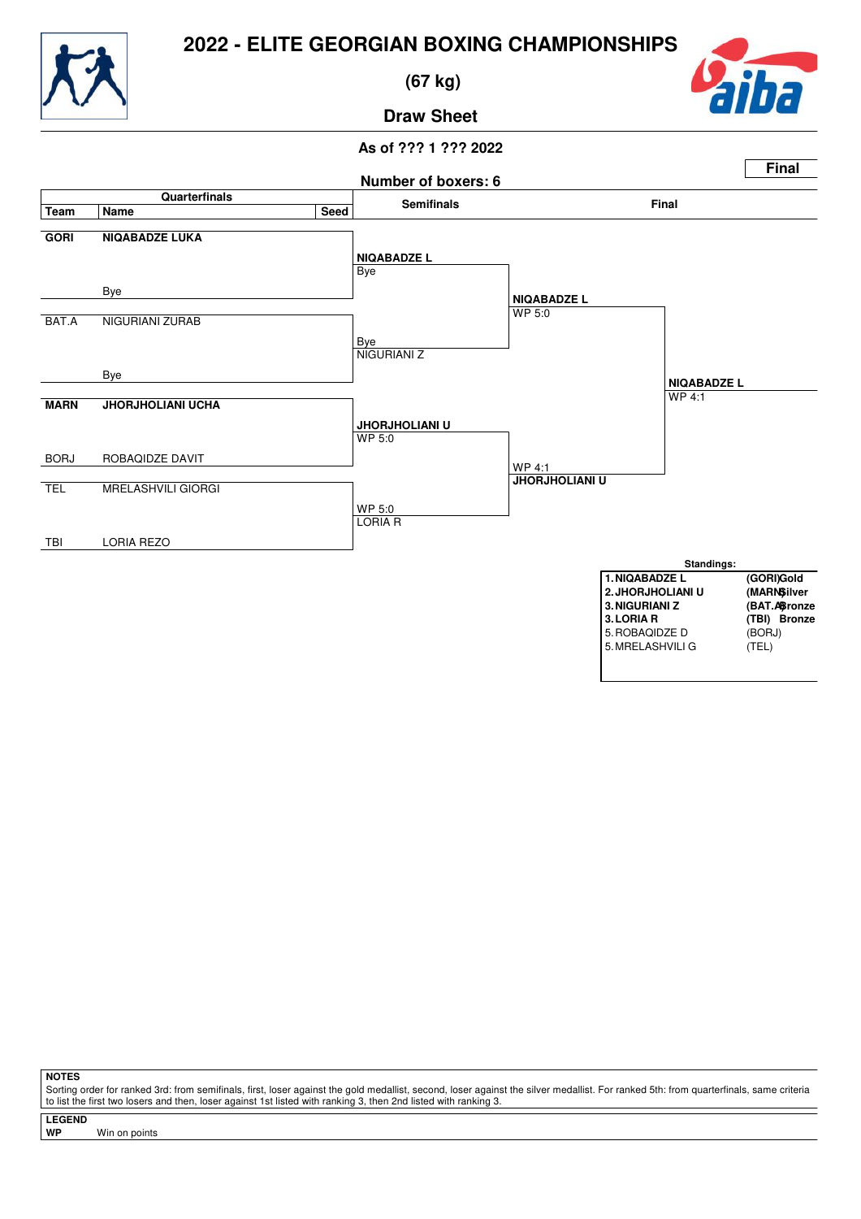# 2022 - ELITE GEORGIAN BOXING CHAMPIONSHIPS

## (67 kg)

### Draw Sheet

As of ??? 1 ??? 2022

**Final**

Number of boxers: 6

| Team | Name | Seed | Semifinals | Final | |
|---|---|---|---|---|---|
| **GORI** | **NIQABADZE LUKA** | | **NIQABADZE L** Bye | | |
| | Bye | | | **NIQABADZE L** WP 5:0 | |
| BAT.A | NIGURIANI ZURAB | | Bye NIGURIANI Z | | |
| | Bye | | | | **NIQABADZE L** WP 4:1 |
| **MARN** | **JHORJHOLIANI UCHA** | | **JHORJHOLIANI U** WP 5:0 | | |
| BORJ | ROBAQIDZE DAVIT | | | WP 4:1 **JHORJHOLIANI U** | |
| TEL | MRELASHVILI GIORGI | | WP 5:0 LORIA R | | |
| TBI | LORIA REZO | | | | |

**Standings:**

| | | |
|---|---|---|
| **1. NIQABADZE L** | **(GORI)** | **Gold** |
| **2. JHORJHOLIANI U** | **(MARN)** | **Silver** |
| **3. NIGURIANI Z** | **(BAT.A)** | **Bronze** |
| **3. LORIA R** | **(TBI)** | **Bronze** |
| 5. ROBAQIDZE D | (BORJ) | |
| 5. MRELASHVILI G | (TEL) | |

**NOTES**

Sorting order for ranked 3rd: from semifinals, first, loser against the gold medallist, second, loser against the silver medallist. For ranked 5th: from quarterfinals, same criteria to list the first two losers and then, loser against 1st listed with ranking 3, then 2nd listed with ranking 3.

**LEGEND**

**WP** Win on points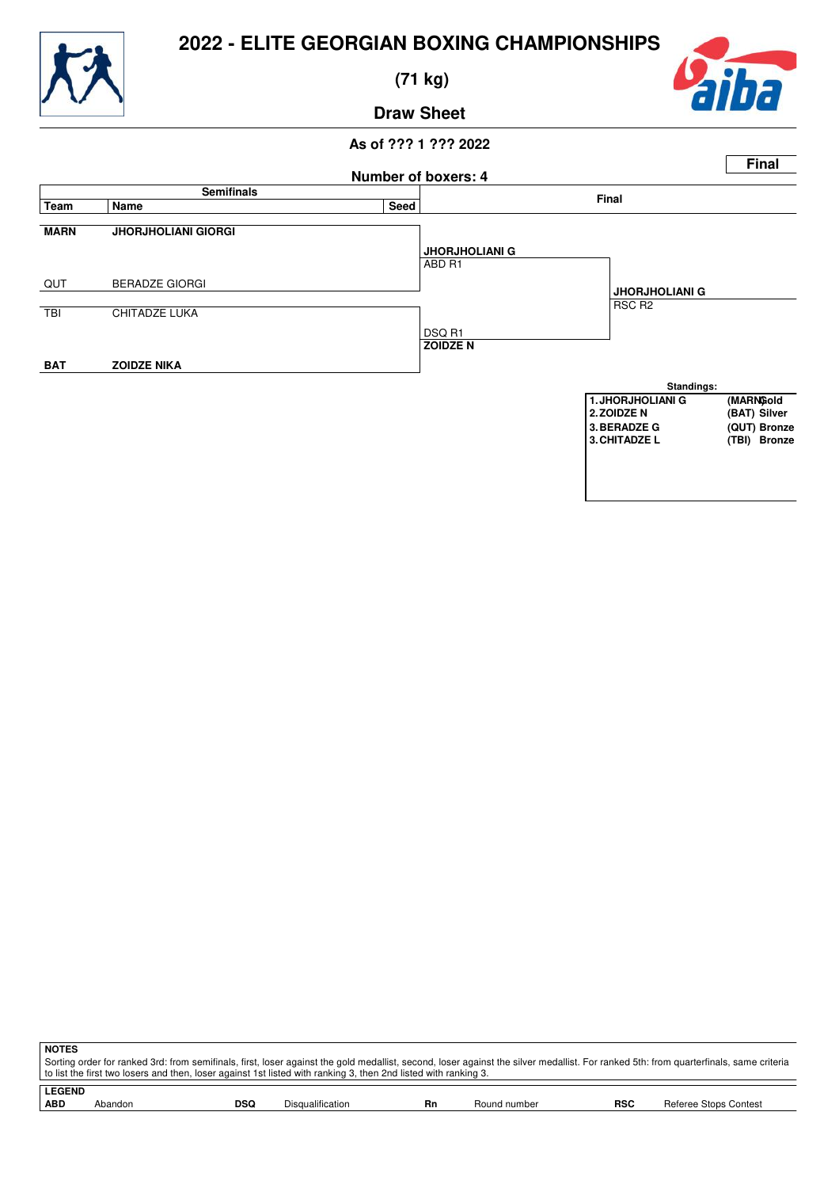# 2022 - ELITE GEORGIAN BOXING CHAMPIONSHIPS

## (71 kg)

### Draw Sheet

**As of ??? 1 ??? 2022**

**Final**

**Number of boxers: 4**

| Team | Name | Seed | Semifinals | Final |
|---|---|---|---|---|
| **MARN** | **JHORJHOLIANI GIORGI** | | **JHORJHOLIANI G** ABD R1 | |
| QUT | BERADZE GIORGI | | | **JHORJHOLIANI G** RSC R2 |
| TBI | CHITADZE LUKA | | DSQ R1 **ZOIDZE N** | |
| **BAT** | **ZOIDZE NIKA** | | | |

**Standings:**

| | | |
|---|---|---|
| 1. JHORJHOLIANI G | (MARN) | Gold |
| 2. ZOIDZE N | (BAT) | Silver |
| 3. BERADZE G | (QUT) | Bronze |
| 3. CHITADZE L | (TBI) | Bronze |

**NOTES**

Sorting order for ranked 3rd: from semifinals, first, loser against the gold medallist, second, loser against the silver medallist. For ranked 5th: from quarterfinals, same criteria to list the first two losers and then, loser against 1st listed with ranking 3, then 2nd listed with ranking 3.

**LEGEND**

| | | | | | | | |
|---|---|---|---|---|---|---|---|
| **ABD** | Abandon | **DSQ** | Disqualification | **Rn** | Round number | **RSC** | Referee Stops Contest |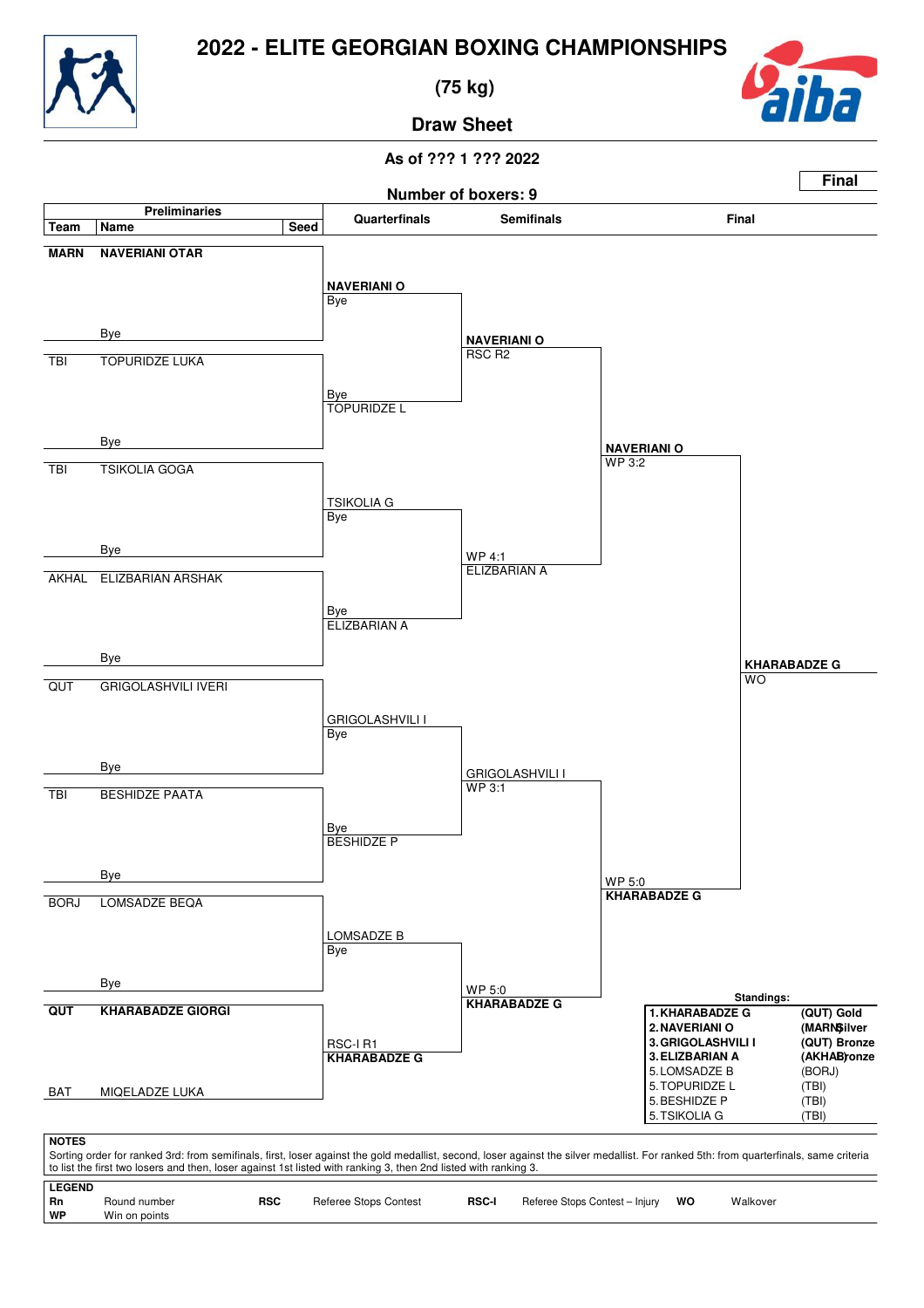# 2022 - ELITE GEORGIAN BOXING CHAMPIONSHIPS

## (75 kg)

### Draw Sheet

As of ??? 1 ??? 2022

**Final**

Number of boxers: 9

| Team | Name | Seed |
|---|---|---|
| MARN | NAVERIANI OTAR | |
| | Bye | |
| TBI | TOPURIDZE LUKA | |
| | Bye | |
| TBI | TSIKOLIA GOGA | |
| | Bye | |
| AKHAL | ELIZBARIAN ARSHAK | |
| | Bye | |
| QUT | GRIGOLASHVILI IVERI | |
| | Bye | |
| TBI | BESHIDZE PAATA | |
| | Bye | |
| BORJ | LOMSADZE BEQA | |
| | Bye | |
| QUT | KHARABADZE GIORGI | |
| BAT | MIQELADZE LUKA | |

**Quarterfinals**

- NAVERIANI O – Bye
- Bye – TOPURIDZE L
- TSIKOLIA G – Bye
- Bye – ELIZBARIAN A
- GRIGOLASHVILI I – Bye
- Bye – BESHIDZE P
- LOMSADZE B – Bye
- RSC-I R1 – KHARABADZE G

**Semifinals**

- NAVERIANI O – RSC R2
- WP 4:1 – ELIZBARIAN A
- GRIGOLASHVILI I – WP 3:1
- WP 5:0 – KHARABADZE G

**Final**

- NAVERIANI O – WP 3:2
- WP 5:0 – KHARABADZE G

**Winner:** KHARABADZE G – WO

**Standings:**

| Rank | Name | Team / Medal |
|---|---|---|
| 1. | KHARABADZE G | (QUT) Gold |
| 2. | NAVERIANI O | (MARN) Silver |
| 3. | GRIGOLASHVILI I | (QUT) Bronze |
| 3. | ELIZBARIAN A | (AKHAL) Bronze |
| 5. | LOMSADZE B | (BORJ) |
| 5. | TOPURIDZE L | (TBI) |
| 5. | BESHIDZE P | (TBI) |
| 5. | TSIKOLIA G | (TBI) |

**NOTES**

Sorting order for ranked 3rd: from semifinals, first, loser against the gold medallist, second, loser against the silver medallist. For ranked 5th: from quarterfinals, same criteria to list the first two losers and then, loser against 1st listed with ranking 3, then 2nd listed with ranking 3.

**LEGEND**

| | | | | | | | |
|---|---|---|---|---|---|---|---|
| **Rn** | Round number | **RSC** | Referee Stops Contest | **RSC-I** | Referee Stops Contest – Injury | **WO** | Walkover |
| **WP** | Win on points | | | | | | |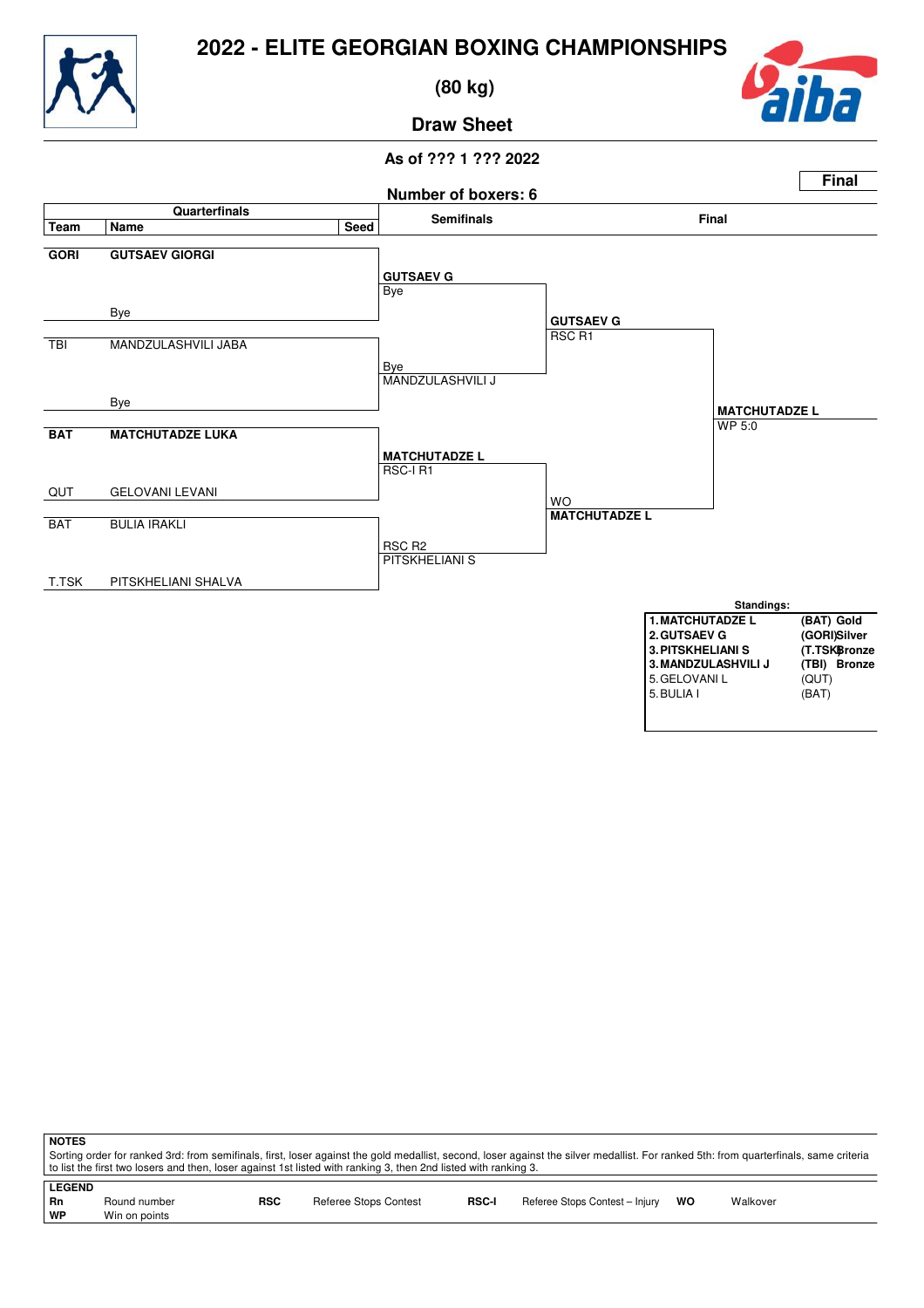# 2022 - ELITE GEORGIAN BOXING CHAMPIONSHIPS

**(80 kg)**

**Draw Sheet**

**As of ??? 1 ??? 2022**

**Final**

**Number of boxers: 6**

## Quarterfinals

| Team | Name | Seed |
|---|---|---|
| **GORI** | **GUTSAEV GIORGI** | |
| | Bye | |
| TBI | MANDZULASHVILI JABA | |
| | Bye | |
| **BAT** | **MATCHUTADZE LUKA** | |
| QUT | GELOVANI LEVANI | |
| BAT | BULIA IRAKLI | |
| T.TSK | PITSKHELIANI SHALVA | |

## Semifinals

- **GUTSAEV G** — Bye
- Bye — MANDZULASHVILI J
- **MATCHUTADZE L** — RSC-I R1
- RSC R2 — PITSKHELIANI S

## Final

- **GUTSAEV G** — RSC R1
- WO — **MATCHUTADZE L**

**MATCHUTADZE L** — WP 5:0

**Standings:**

| | |
|---|---|
| **1. MATCHUTADZE L** | **(BAT) Gold** |
| **2. GUTSAEV G** | **(GORI) Silver** |
| **3. PITSKHELIANI S** | **(T.TSK) Bronze** |
| **3. MANDZULASHVILI J** | **(TBI) Bronze** |
| 5. GELOVANI L | (QUT) |
| 5. BULIA I | (BAT) |

**NOTES**

Sorting order for ranked 3rd: from semifinals, first, loser against the gold medallist, second, loser against the silver medallist. For ranked 5th: from quarterfinals, same criteria to list the first two losers and then, loser against 1st listed with ranking 3, then 2nd listed with ranking 3.

**LEGEND**

| | | | | | | | |
|---|---|---|---|---|---|---|---|
| **Rn** | Round number | **RSC** | Referee Stops Contest | **RSC-I** | Referee Stops Contest – Injury | **WO** | Walkover |
| **WP** | Win on points | | | | | | |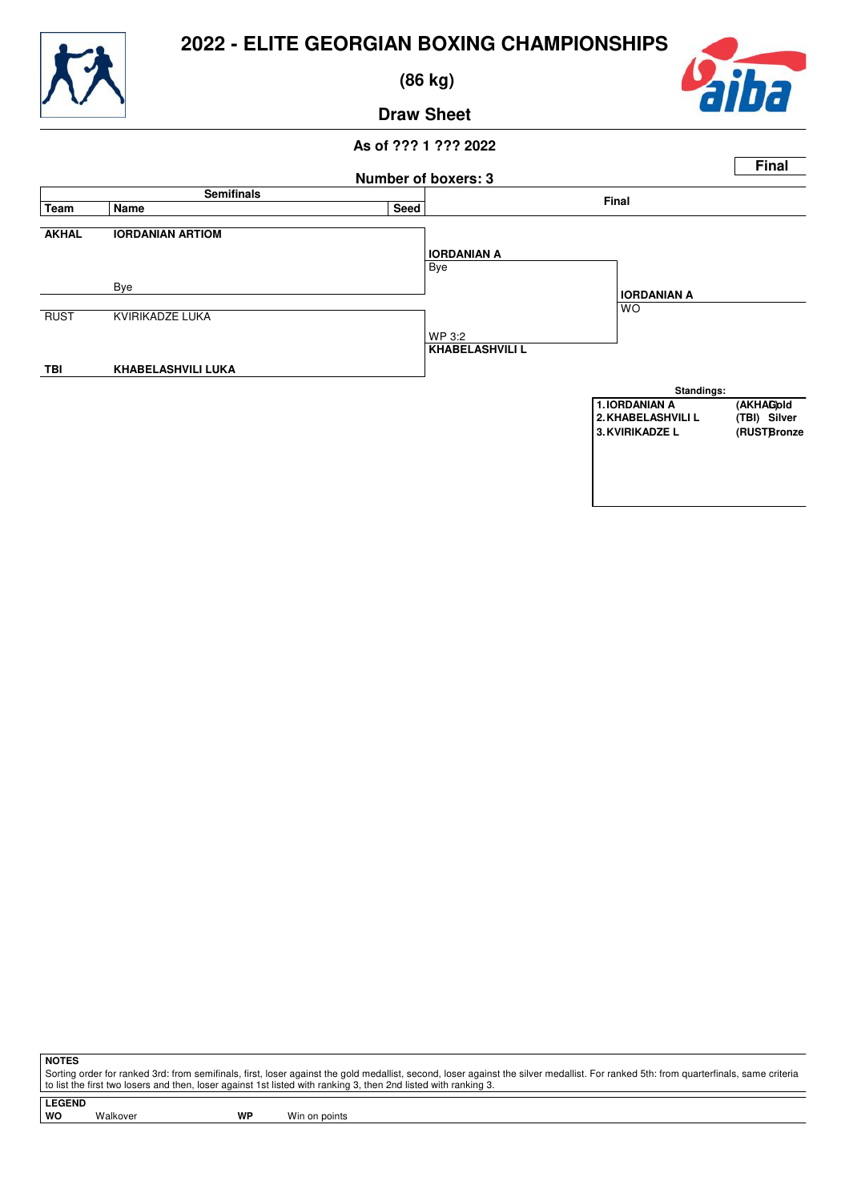# 2022 - ELITE GEORGIAN BOXING CHAMPIONSHIPS

## (86 kg)

### Draw Sheet

**As of ??? 1 ??? 2022**

**Number of boxers: 3**

**Final**

## Semifinals

| Team | Name | Seed |
|---|---|---|
| **AKHAL** | **IORDANIAN ARTIOM** | |
| | Bye | |
| RUST | KVIRIKADZE LUKA | |
| **TBI** | **KHABELASHVILI LUKA** | |

**IORDANIAN A**
Bye

WP 3:2
**KHABELASHVILI L**

## Final

**IORDANIAN A**
WO

**Standings:**

| | | |
|---|---|---|
| 1. IORDANIAN A | (AKHAL) | Gold |
| 2. KHABELASHVILI L | (TBI) | Silver |
| 3. KVIRIKADZE L | (RUST) | Bronze |

**NOTES**

Sorting order for ranked 3rd: from semifinals, first, loser against the gold medallist, second, loser against the silver medallist. For ranked 5th: from quarterfinals, same criteria to list the first two losers and then, loser against 1st listed with ranking 3, then 2nd listed with ranking 3.

**LEGEND**

| | | | |
|---|---|---|---|
| **WO** | Walkover | **WP** | Win on points |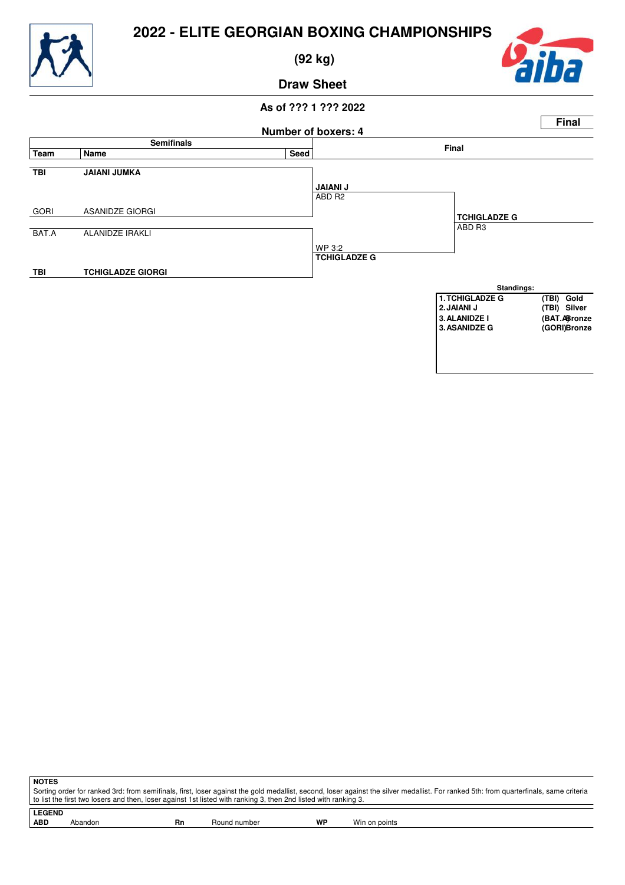# 2022 - ELITE GEORGIAN BOXING CHAMPIONSHIPS

**(92 kg)**

**Draw Sheet**

**As of ??? 1 ??? 2022**

**Final**

**Number of boxers: 4**

**Semifinals**

| Team | Name | Seed |
|---|---|---|
| **TBI** | **JAIANI JUMKA** | |
| GORI | ASANIDZE GIORGI | |
| BAT.A | ALANIDZE IRAKLI | |
| **TBI** | **TCHIGLADZE GIORGI** | |

**Final**

- **JAIANI J** — ABD R2
- **TCHIGLADZE G** — WP 3:2

Winner: **TCHIGLADZE G** — ABD R3

**Standings:**

| | | |
|---|---|---|
| 1. TCHIGLADZE G | (TBI) | Gold |
| 2. JAIANI J | (TBI) | Silver |
| 3. ALANIDZE I | (BAT.A) | Bronze |
| 3. ASANIDZE G | (GORI) | Bronze |

**NOTES**

Sorting order for ranked 3rd: from semifinals, first, loser against the gold medallist, second, loser against the silver medallist. For ranked 5th: from quarterfinals, same criteria to list the first two losers and then, loser against 1st listed with ranking 3, then 2nd listed with ranking 3.

**LEGEND**

| | | | | | |
|---|---|---|---|---|---|
| **ABD** | Abandon | **Rn** | Round number | **WP** | Win on points |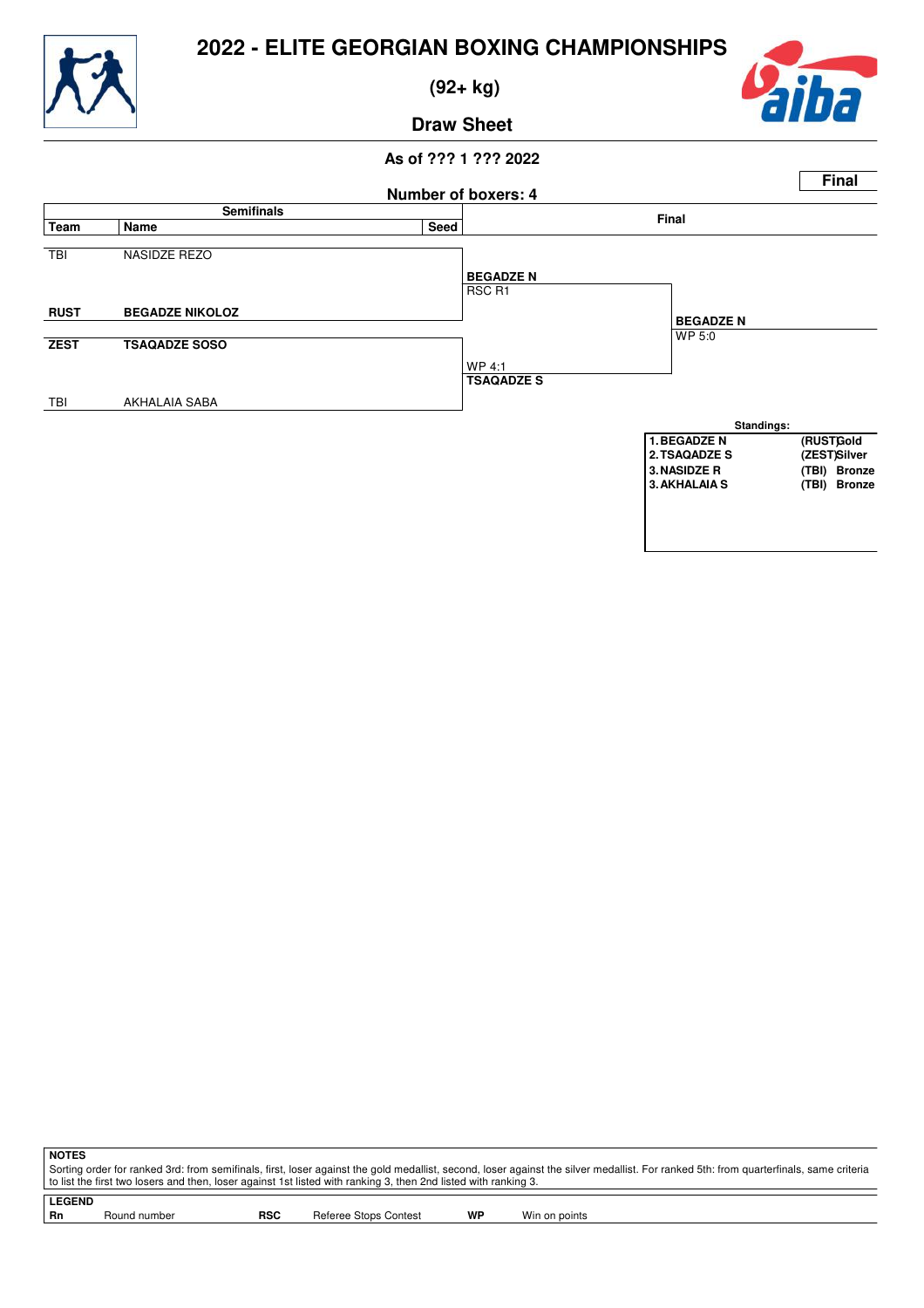# 2022 - ELITE GEORGIAN BOXING CHAMPIONSHIPS

## (92+ kg)

### Draw Sheet

As of ??? 1 ??? 2022

Number of boxers: 4

**Final**

| Team | Name | Seed | Semifinals | Final |
|---|---|---|---|---|
| TBI | NASIDZE REZO | | | |
| | | | **BEGADZE N** RSC R1 | |
| **RUST** | **BEGADZE NIKOLOZ** | | | |
| | | | | **BEGADZE N** WP 5:0 |
| **ZEST** | **TSAQADZE SOSO** | | | |
| | | | WP 4:1 **TSAQADZE S** | |
| TBI | AKHALAIA SABA | | | |

**Standings:**

| | | |
|---|---|---|
| 1. BEGADZE N | (RUST) | Gold |
| 2. TSAQADZE S | (ZEST) | Silver |
| 3. NASIDZE R | (TBI) | Bronze |
| 3. AKHALAIA S | (TBI) | Bronze |

**NOTES**

Sorting order for ranked 3rd: from semifinals, first, loser against the gold medallist, second, loser against the silver medallist. For ranked 5th: from quarterfinals, same criteria to list the first two losers and then, loser against 1st listed with ranking 3, then 2nd listed with ranking 3.

**LEGEND**

| | | | | | |
|---|---|---|---|---|---|
| **Rn** | Round number | **RSC** | Referee Stops Contest | **WP** | Win on points |